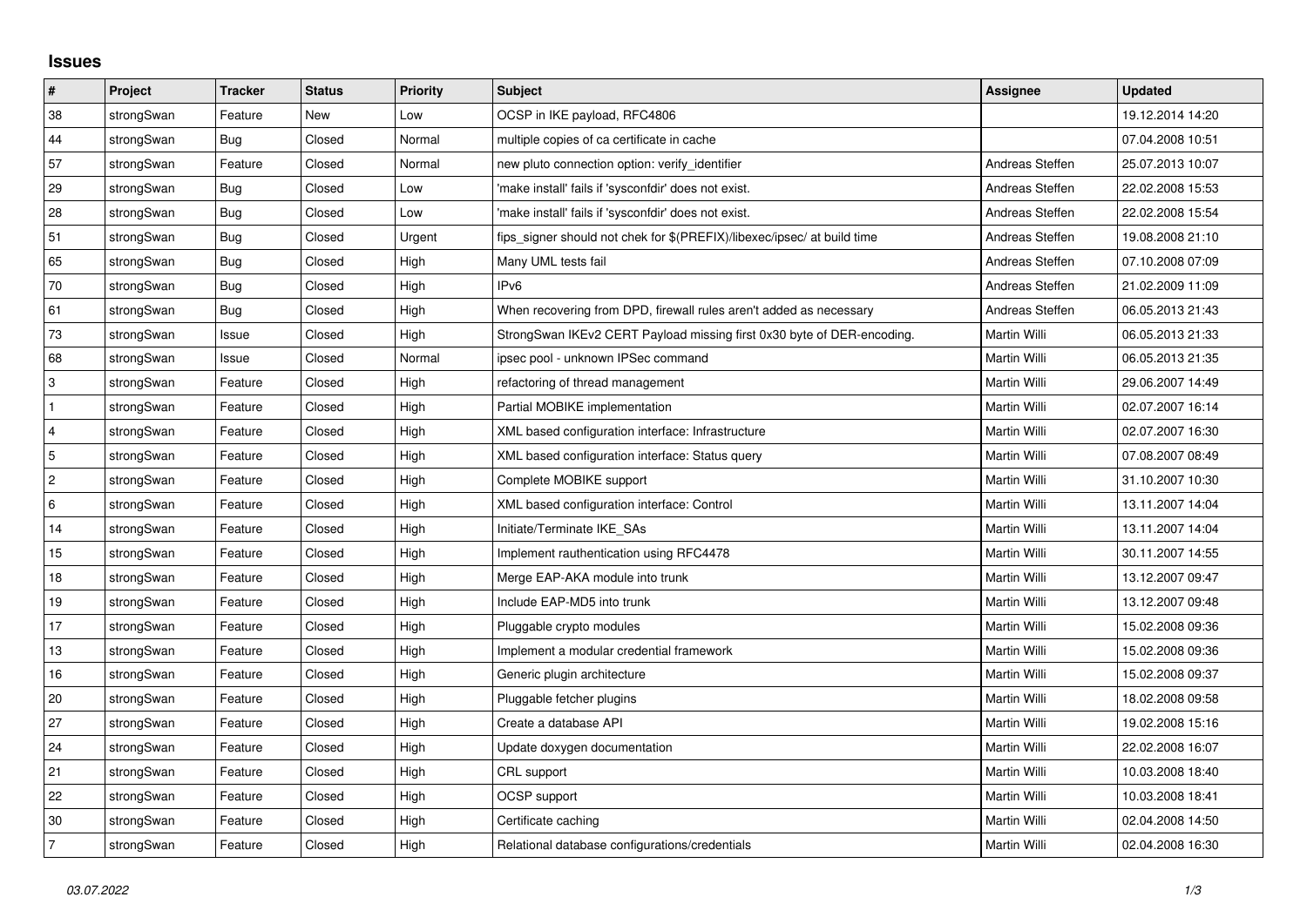## Issues

| # | Project | Tracker | Status | Priority | Subject | Assignee | Updated |
|---|---|---|---|---|---|---|---|
| 38 | strongSwan | Feature | New | Low | OCSP in IKE payload, RFC4806 | | 19.12.2014 14:20 |
| 44 | strongSwan | Bug | Closed | Normal | multiple copies of ca certificate in cache | | 07.04.2008 10:51 |
| 57 | strongSwan | Feature | Closed | Normal | new pluto connection option: verify_identifier | Andreas Steffen | 25.07.2013 10:07 |
| 29 | strongSwan | Bug | Closed | Low | 'make install' fails if 'sysconfdir' does not exist. | Andreas Steffen | 22.02.2008 15:53 |
| 28 | strongSwan | Bug | Closed | Low | 'make install' fails if 'sysconfdir' does not exist. | Andreas Steffen | 22.02.2008 15:54 |
| 51 | strongSwan | Bug | Closed | Urgent | fips_signer should not chek for $(PREFIX)/libexec/ipsec/ at build time | Andreas Steffen | 19.08.2008 21:10 |
| 65 | strongSwan | Bug | Closed | High | Many UML tests fail | Andreas Steffen | 07.10.2008 07:09 |
| 70 | strongSwan | Bug | Closed | High | IPv6 | Andreas Steffen | 21.02.2009 11:09 |
| 61 | strongSwan | Bug | Closed | High | When recovering from DPD, firewall rules aren't added as necessary | Andreas Steffen | 06.05.2013 21:43 |
| 73 | strongSwan | Issue | Closed | High | StrongSwan IKEv2 CERT Payload missing first 0x30 byte of DER-encoding. | Martin Willi | 06.05.2013 21:33 |
| 68 | strongSwan | Issue | Closed | Normal | ipsec pool - unknown IPSec command | Martin Willi | 06.05.2013 21:35 |
| 3 | strongSwan | Feature | Closed | High | refactoring of thread management | Martin Willi | 29.06.2007 14:49 |
| 1 | strongSwan | Feature | Closed | High | Partial MOBIKE implementation | Martin Willi | 02.07.2007 16:14 |
| 4 | strongSwan | Feature | Closed | High | XML based configuration interface: Infrastructure | Martin Willi | 02.07.2007 16:30 |
| 5 | strongSwan | Feature | Closed | High | XML based configuration interface: Status query | Martin Willi | 07.08.2007 08:49 |
| 2 | strongSwan | Feature | Closed | High | Complete MOBIKE support | Martin Willi | 31.10.2007 10:30 |
| 6 | strongSwan | Feature | Closed | High | XML based configuration interface: Control | Martin Willi | 13.11.2007 14:04 |
| 14 | strongSwan | Feature | Closed | High | Initiate/Terminate IKE_SAs | Martin Willi | 13.11.2007 14:04 |
| 15 | strongSwan | Feature | Closed | High | Implement rauthentication using RFC4478 | Martin Willi | 30.11.2007 14:55 |
| 18 | strongSwan | Feature | Closed | High | Merge EAP-AKA module into trunk | Martin Willi | 13.12.2007 09:47 |
| 19 | strongSwan | Feature | Closed | High | Include EAP-MD5 into trunk | Martin Willi | 13.12.2007 09:48 |
| 17 | strongSwan | Feature | Closed | High | Pluggable crypto modules | Martin Willi | 15.02.2008 09:36 |
| 13 | strongSwan | Feature | Closed | High | Implement a modular credential framework | Martin Willi | 15.02.2008 09:36 |
| 16 | strongSwan | Feature | Closed | High | Generic plugin architecture | Martin Willi | 15.02.2008 09:37 |
| 20 | strongSwan | Feature | Closed | High | Pluggable fetcher plugins | Martin Willi | 18.02.2008 09:58 |
| 27 | strongSwan | Feature | Closed | High | Create a database API | Martin Willi | 19.02.2008 15:16 |
| 24 | strongSwan | Feature | Closed | High | Update doxygen documentation | Martin Willi | 22.02.2008 16:07 |
| 21 | strongSwan | Feature | Closed | High | CRL support | Martin Willi | 10.03.2008 18:40 |
| 22 | strongSwan | Feature | Closed | High | OCSP support | Martin Willi | 10.03.2008 18:41 |
| 30 | strongSwan | Feature | Closed | High | Certificate caching | Martin Willi | 02.04.2008 14:50 |
| 7 | strongSwan | Feature | Closed | High | Relational database configurations/credentials | Martin Willi | 02.04.2008 16:30 |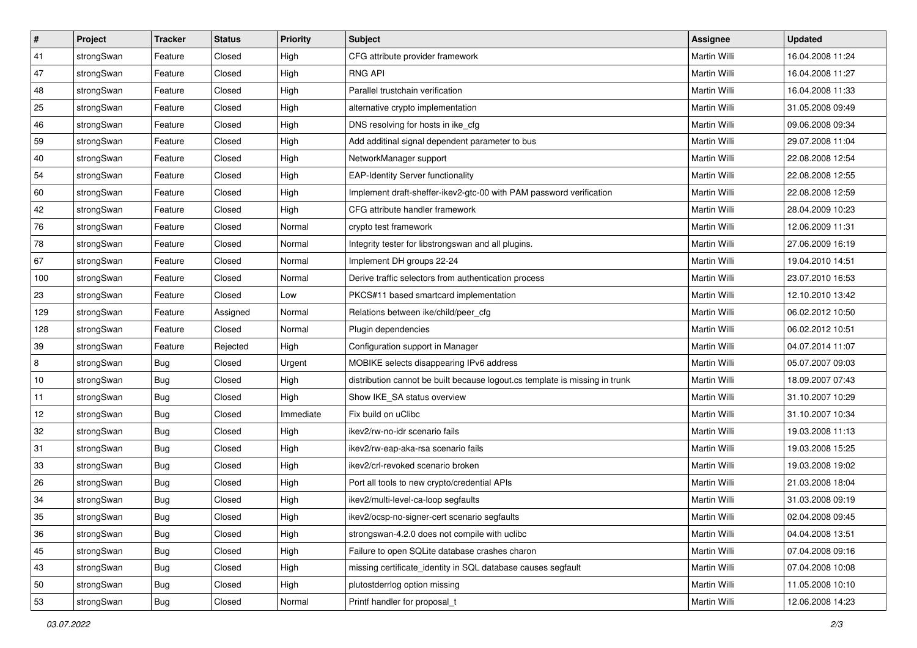| # | Project | Tracker | Status | Priority | Subject | Assignee | Updated |
|---|---|---|---|---|---|---|---|
| 41 | strongSwan | Feature | Closed | High | CFG attribute provider framework | Martin Willi | 16.04.2008 11:24 |
| 47 | strongSwan | Feature | Closed | High | RNG API | Martin Willi | 16.04.2008 11:27 |
| 48 | strongSwan | Feature | Closed | High | Parallel trustchain verification | Martin Willi | 16.04.2008 11:33 |
| 25 | strongSwan | Feature | Closed | High | alternative crypto implementation | Martin Willi | 31.05.2008 09:49 |
| 46 | strongSwan | Feature | Closed | High | DNS resolving for hosts in ike_cfg | Martin Willi | 09.06.2008 09:34 |
| 59 | strongSwan | Feature | Closed | High | Add additinal signal dependent parameter to bus | Martin Willi | 29.07.2008 11:04 |
| 40 | strongSwan | Feature | Closed | High | NetworkManager support | Martin Willi | 22.08.2008 12:54 |
| 54 | strongSwan | Feature | Closed | High | EAP-Identity Server functionality | Martin Willi | 22.08.2008 12:55 |
| 60 | strongSwan | Feature | Closed | High | Implement draft-sheffer-ikev2-gtc-00 with PAM password verification | Martin Willi | 22.08.2008 12:59 |
| 42 | strongSwan | Feature | Closed | High | CFG attribute handler framework | Martin Willi | 28.04.2009 10:23 |
| 76 | strongSwan | Feature | Closed | Normal | crypto test framework | Martin Willi | 12.06.2009 11:31 |
| 78 | strongSwan | Feature | Closed | Normal | Integrity tester for libstrongswan and all plugins. | Martin Willi | 27.06.2009 16:19 |
| 67 | strongSwan | Feature | Closed | Normal | Implement DH groups 22-24 | Martin Willi | 19.04.2010 14:51 |
| 100 | strongSwan | Feature | Closed | Normal | Derive traffic selectors from authentication process | Martin Willi | 23.07.2010 16:53 |
| 23 | strongSwan | Feature | Closed | Low | PKCS#11 based smartcard implementation | Martin Willi | 12.10.2010 13:42 |
| 129 | strongSwan | Feature | Assigned | Normal | Relations between ike/child/peer_cfg | Martin Willi | 06.02.2012 10:50 |
| 128 | strongSwan | Feature | Closed | Normal | Plugin dependencies | Martin Willi | 06.02.2012 10:51 |
| 39 | strongSwan | Feature | Rejected | High | Configuration support in Manager | Martin Willi | 04.07.2014 11:07 |
| 8 | strongSwan | Bug | Closed | Urgent | MOBIKE selects disappearing IPv6 address | Martin Willi | 05.07.2007 09:03 |
| 10 | strongSwan | Bug | Closed | High | distribution cannot be built because logout.cs template is missing in trunk | Martin Willi | 18.09.2007 07:43 |
| 11 | strongSwan | Bug | Closed | High | Show IKE_SA status overview | Martin Willi | 31.10.2007 10:29 |
| 12 | strongSwan | Bug | Closed | Immediate | Fix build on uClibc | Martin Willi | 31.10.2007 10:34 |
| 32 | strongSwan | Bug | Closed | High | ikev2/rw-no-idr scenario fails | Martin Willi | 19.03.2008 11:13 |
| 31 | strongSwan | Bug | Closed | High | ikev2/rw-eap-aka-rsa scenario fails | Martin Willi | 19.03.2008 15:25 |
| 33 | strongSwan | Bug | Closed | High | ikev2/crl-revoked scenario broken | Martin Willi | 19.03.2008 19:02 |
| 26 | strongSwan | Bug | Closed | High | Port all tools to new crypto/credential APIs | Martin Willi | 21.03.2008 18:04 |
| 34 | strongSwan | Bug | Closed | High | ikev2/multi-level-ca-loop segfaults | Martin Willi | 31.03.2008 09:19 |
| 35 | strongSwan | Bug | Closed | High | ikev2/ocsp-no-signer-cert scenario segfaults | Martin Willi | 02.04.2008 09:45 |
| 36 | strongSwan | Bug | Closed | High | strongswan-4.2.0 does not compile with uclibc | Martin Willi | 04.04.2008 13:51 |
| 45 | strongSwan | Bug | Closed | High | Failure to open SQLite database crashes charon | Martin Willi | 07.04.2008 09:16 |
| 43 | strongSwan | Bug | Closed | High | missing certificate_identity in SQL database causes segfault | Martin Willi | 07.04.2008 10:08 |
| 50 | strongSwan | Bug | Closed | High | plutostderrlog option missing | Martin Willi | 11.05.2008 10:10 |
| 53 | strongSwan | Bug | Closed | Normal | Printf handler for proposal_t | Martin Willi | 12.06.2008 14:23 |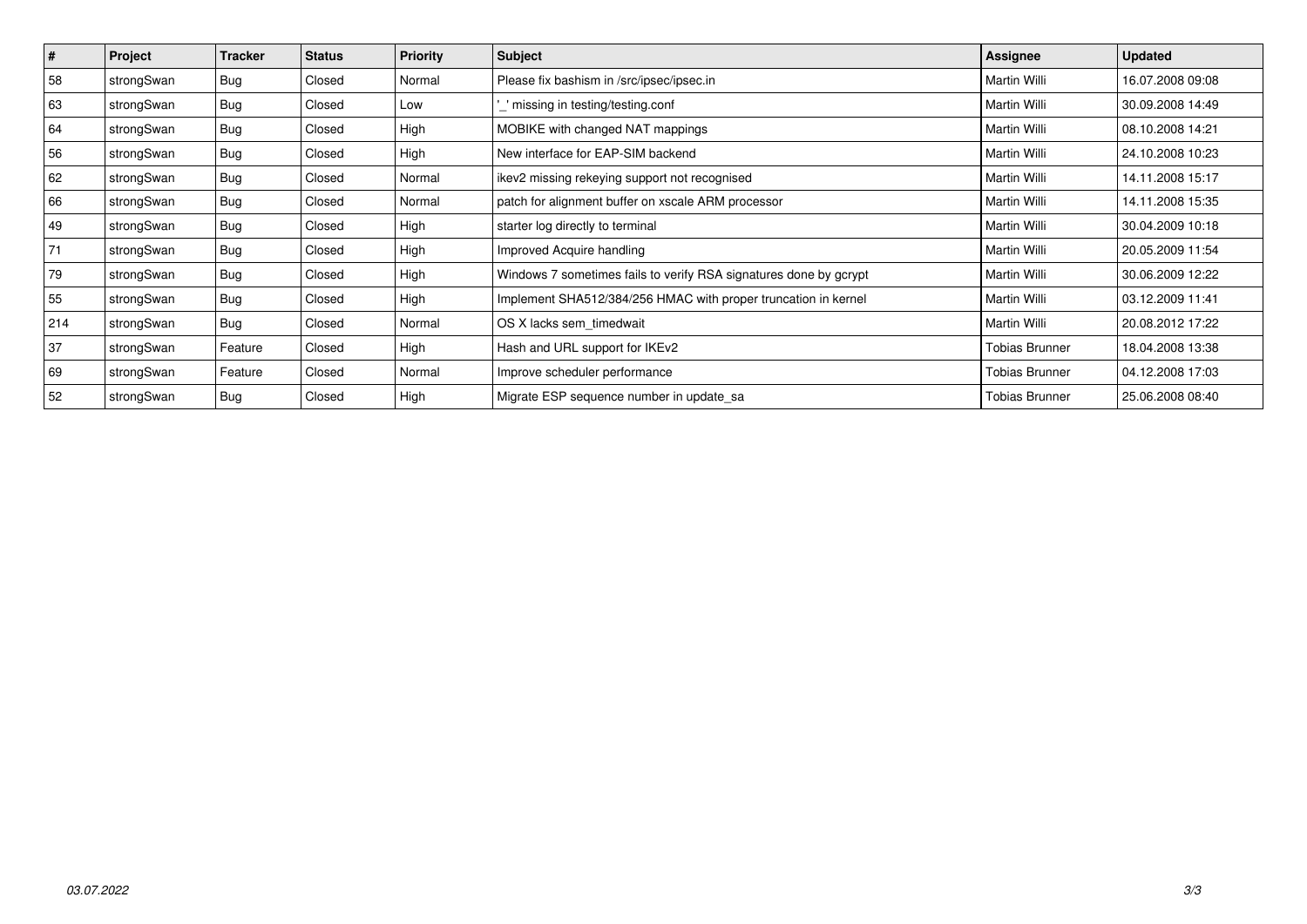| # | Project | Tracker | Status | Priority | Subject | Assignee | Updated |
|---|---|---|---|---|---|---|---|
| 58 | strongSwan | Bug | Closed | Normal | Please fix bashism in /src/ipsec/ipsec.in | Martin Willi | 16.07.2008 09:08 |
| 63 | strongSwan | Bug | Closed | Low | '_' missing in testing/testing.conf | Martin Willi | 30.09.2008 14:49 |
| 64 | strongSwan | Bug | Closed | High | MOBIKE with changed NAT mappings | Martin Willi | 08.10.2008 14:21 |
| 56 | strongSwan | Bug | Closed | High | New interface for EAP-SIM backend | Martin Willi | 24.10.2008 10:23 |
| 62 | strongSwan | Bug | Closed | Normal | ikev2 missing rekeying support not recognised | Martin Willi | 14.11.2008 15:17 |
| 66 | strongSwan | Bug | Closed | Normal | patch for alignment buffer on xscale ARM processor | Martin Willi | 14.11.2008 15:35 |
| 49 | strongSwan | Bug | Closed | High | starter log directly to terminal | Martin Willi | 30.04.2009 10:18 |
| 71 | strongSwan | Bug | Closed | High | Improved Acquire handling | Martin Willi | 20.05.2009 11:54 |
| 79 | strongSwan | Bug | Closed | High | Windows 7 sometimes fails to verify RSA signatures done by gcrypt | Martin Willi | 30.06.2009 12:22 |
| 55 | strongSwan | Bug | Closed | High | Implement SHA512/384/256 HMAC with proper truncation in kernel | Martin Willi | 03.12.2009 11:41 |
| 214 | strongSwan | Bug | Closed | Normal | OS X lacks sem_timedwait | Martin Willi | 20.08.2012 17:22 |
| 37 | strongSwan | Feature | Closed | High | Hash and URL support for IKEv2 | Tobias Brunner | 18.04.2008 13:38 |
| 69 | strongSwan | Feature | Closed | Normal | Improve scheduler performance | Tobias Brunner | 04.12.2008 17:03 |
| 52 | strongSwan | Bug | Closed | High | Migrate ESP sequence number in update_sa | Tobias Brunner | 25.06.2008 08:40 |

*03.07.2022*